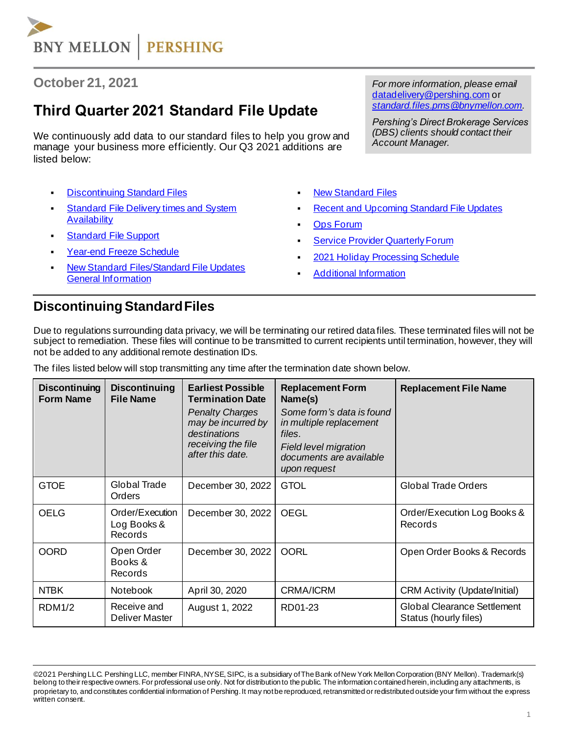BNY MELLON | PERSHING

## October 21, 2021

# Third Quarter 2021 Standard File Update

We continuously add data to our standard files to help you grow and manage your business more efficiently. Our Q3 2021 additions are listed below:

*For more information, please email datadelivery@pershing.com or standard.files.pms@bnymellon.com.*

*Pershing's Direct Brokerage Services (DBS) clients should contact their Account Manager.*

- Discontinuing Standard Files
- Standard File Delivery times and System Availability
- Standard File Support
- Year-end Freeze Schedule
- New Standard Files/Standard File Updates General Information
- New Standard Files
- Recent and Upcoming Standard File Updates
- Ops Forum
- Service Provider Quarterly Forum
- 2021 Holiday Processing Schedule
- Additional Information

## Discontinuing Standard Files

Due to regulations surrounding data privacy, we will be terminating our retired data files. These terminated files will not be subject to remediation. These files will continue to be transmitted to current recipients until termination, however, they will not be added to any additional remote destination IDs.

The files listed below will stop transmitting any time after the termination date shown below.

| Discontinuing Form Name | Discontinuing File Name | Earliest Possible Termination Date<br>*Penalty Charges may be incurred by destinations receiving the file after this date.* | Replacement Form Name(s)<br>*Some form's data is found in multiple replacement files.*<br>*Field level migration documents are available upon request* | Replacement File Name |
|---|---|---|---|---|
| GTOE | Global Trade Orders | December 30, 2022 | GTOL | Global Trade Orders |
| OELG | Order/Execution Log Books & Records | December 30, 2022 | OEGL | Order/Execution Log Books & Records |
| OORD | Open Order Books & Records | December 30, 2022 | OORL | Open Order Books & Records |
| NTBK | Notebook | April 30, 2020 | CRMA/ICRM | CRM Activity (Update/Initial) |
| RDM1/2 | Receive and Deliver Master | August 1, 2022 | RD01-23 | Global Clearance Settlement Status (hourly files) |

©2021 Pershing LLC. Pershing LLC, member FINRA, NYSE, SIPC, is a subsidiary of The Bank of New York Mellon Corporation (BNY Mellon). Trademark(s) belong to their respective owners. For professional use only. Not for distribution to the public. The information contained herein, including any attachments, is proprietary to, and constitutes confidential information of Pershing. It may not be reproduced, retransmitted or redistributed outside your firm without the express written consent.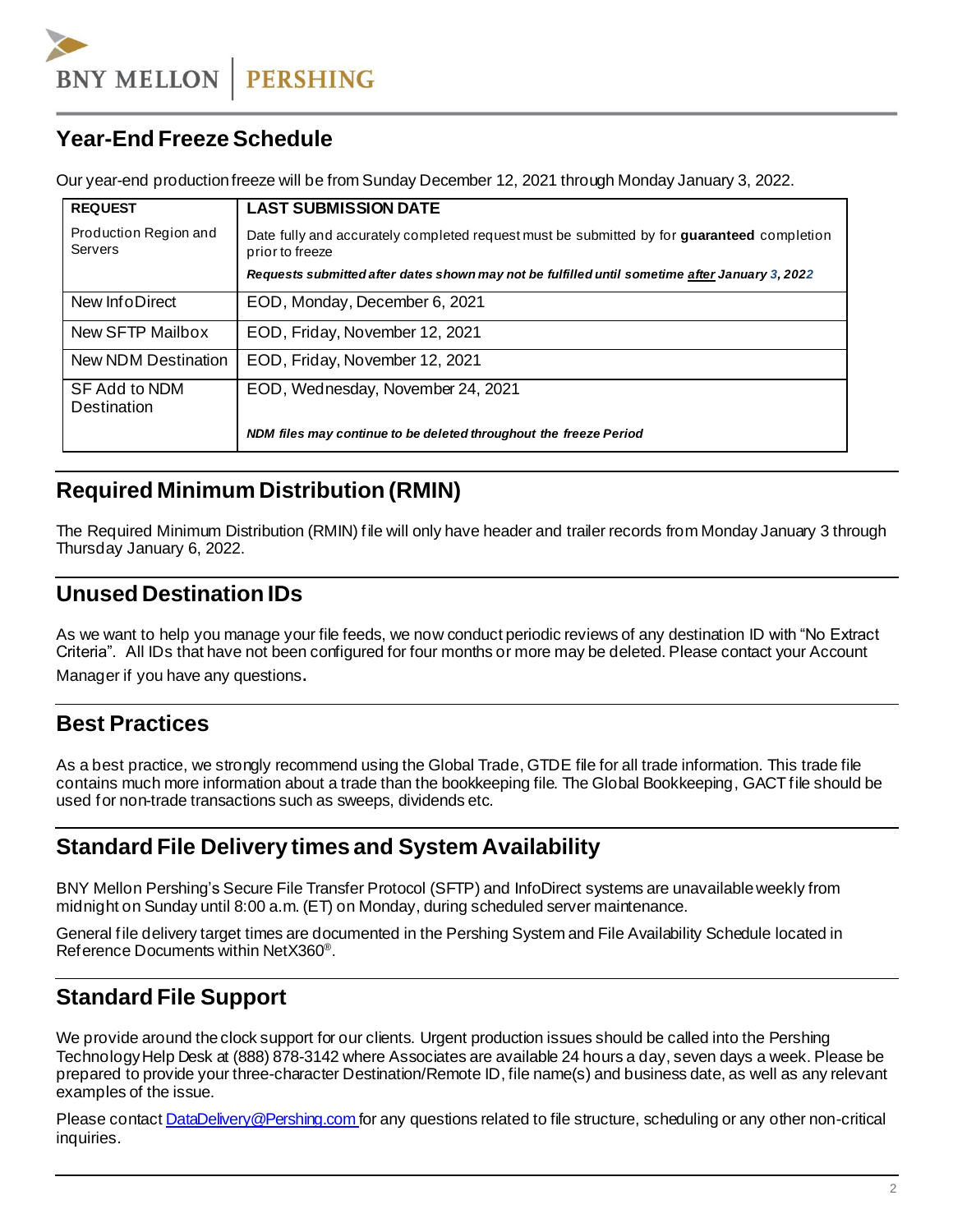## Year-End Freeze Schedule

Our year-end production freeze will be from Sunday December 12, 2021 through Monday January 3, 2022.

| **REQUEST** | **LAST SUBMISSION DATE** |
|---|---|
| Production Region and Servers | Date fully and accurately completed request must be submitted by for **guaranteed** completion prior to freeze<br>***Requests submitted after dates shown may not be fulfilled until sometime <u>after</u> January 3, 2022*** |
| New InfoDirect | EOD, Monday, December 6, 2021 |
| New SFTP Mailbox | EOD, Friday, November 12, 2021 |
| New NDM Destination | EOD, Friday, November 12, 2021 |
| SF Add to NDM Destination | EOD, Wednesday, November 24, 2021<br>***NDM files may continue to be deleted throughout the freeze Period*** |

## Required Minimum Distribution (RMIN)

The Required Minimum Distribution (RMIN) file will only have header and trailer records from Monday January 3 through Thursday January 6, 2022.

## Unused Destination IDs

As we want to help you manage your file feeds, we now conduct periodic reviews of any destination ID with "No Extract Criteria". All IDs that have not been configured for four months or more may be deleted. Please contact your Account Manager if you have any questions.

## Best Practices

As a best practice, we strongly recommend using the Global Trade, GTDE file for all trade information. This trade file contains much more information about a trade than the bookkeeping file. The Global Bookkeeping, GACT file should be used for non-trade transactions such as sweeps, dividends etc.

## Standard File Delivery times and System Availability

BNY Mellon Pershing's Secure File Transfer Protocol (SFTP) and InfoDirect systems are unavailable weekly from midnight on Sunday until 8:00 a.m. (ET) on Monday, during scheduled server maintenance.

General file delivery target times are documented in the Pershing System and File Availability Schedule located in Reference Documents within NetX360®.

## Standard File Support

We provide around the clock support for our clients. Urgent production issues should be called into the Pershing Technology Help Desk at (888) 878-3142 where Associates are available 24 hours a day, seven days a week. Please be prepared to provide your three-character Destination/Remote ID, file name(s) and business date, as well as any relevant examples of the issue.

Please contact [DataDelivery@Pershing.com](mailto:DataDelivery@Pershing.com) for any questions related to file structure, scheduling or any other non-critical inquiries.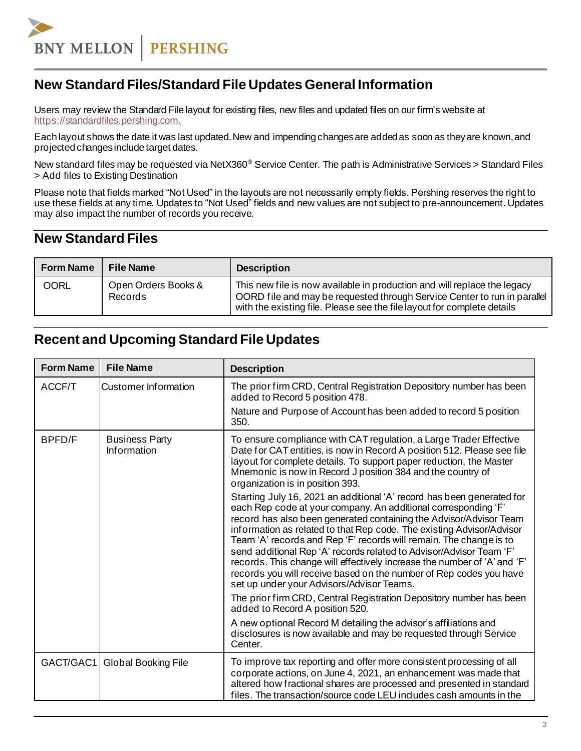## New Standard Files/Standard File Updates General Information

Users may review the Standard File layout for existing files, new files and updated files on our firm's website at https://standardfiles.pershing.com.

Each layout shows the date it was last updated. New and impending changes are added as soon as they are known, and projected changes include target dates.

New standard files may be requested via NetX360® Service Center. The path is Administrative Services > Standard Files > Add files to Existing Destination

Please note that fields marked "Not Used" in the layouts are not necessarily empty fields. Pershing reserves the right to use these fields at any time. Updates to "Not Used" fields and new values are not subject to pre-announcement. Updates may also impact the number of records you receive.

## New Standard Files

| Form Name | File Name | Description |
|---|---|---|
| OORL | Open Orders Books & Records | This new file is now available in production and will replace the legacy OORD file and may be requested through Service Center to run in parallel with the existing file. Please see the file layout for complete details |

## Recent and Upcoming Standard File Updates

| Form Name | File Name | Description |
|---|---|---|
| ACCF/T | Customer Information | The prior firm CRD, Central Registration Depository number has been added to Record 5 position 478.<br><br>Nature and Purpose of Account has been added to record 5 position 350. |
| BPFD/F | Business Party Information | To ensure compliance with CAT regulation, a Large Trader Effective Date for CAT entities, is now in Record A position 512. Please see file layout for complete details. To support paper reduction, the Master Mnemonic is now in Record J position 384 and the country of organization is in position 393.<br><br>Starting July 16, 2021 an additional 'A' record has been generated for each Rep code at your company. An additional corresponding 'F' record has also been generated containing the Advisor/Advisor Team information as related to that Rep code. The existing Advisor/Advisor Team 'A' records and Rep 'F' records will remain. The change is to send additional Rep 'A' records related to Advisor/Advisor Team 'F' records. This change will effectively increase the number of 'A' and 'F' records you will receive based on the number of Rep codes you have set up under your Advisors/Advisor Teams.<br><br>The prior firm CRD, Central Registration Depository number has been added to Record A position 520.<br><br>A new optional Record M detailing the advisor's affiliations and disclosures is now available and may be requested through Service Center. |
| GACT/GAC1 | Global Booking File | To improve tax reporting and offer more consistent processing of all corporate actions, on June 4, 2021, an enhancement was made that altered how fractional shares are processed and presented in standard files. The transaction/source code LEU includes cash amounts in the |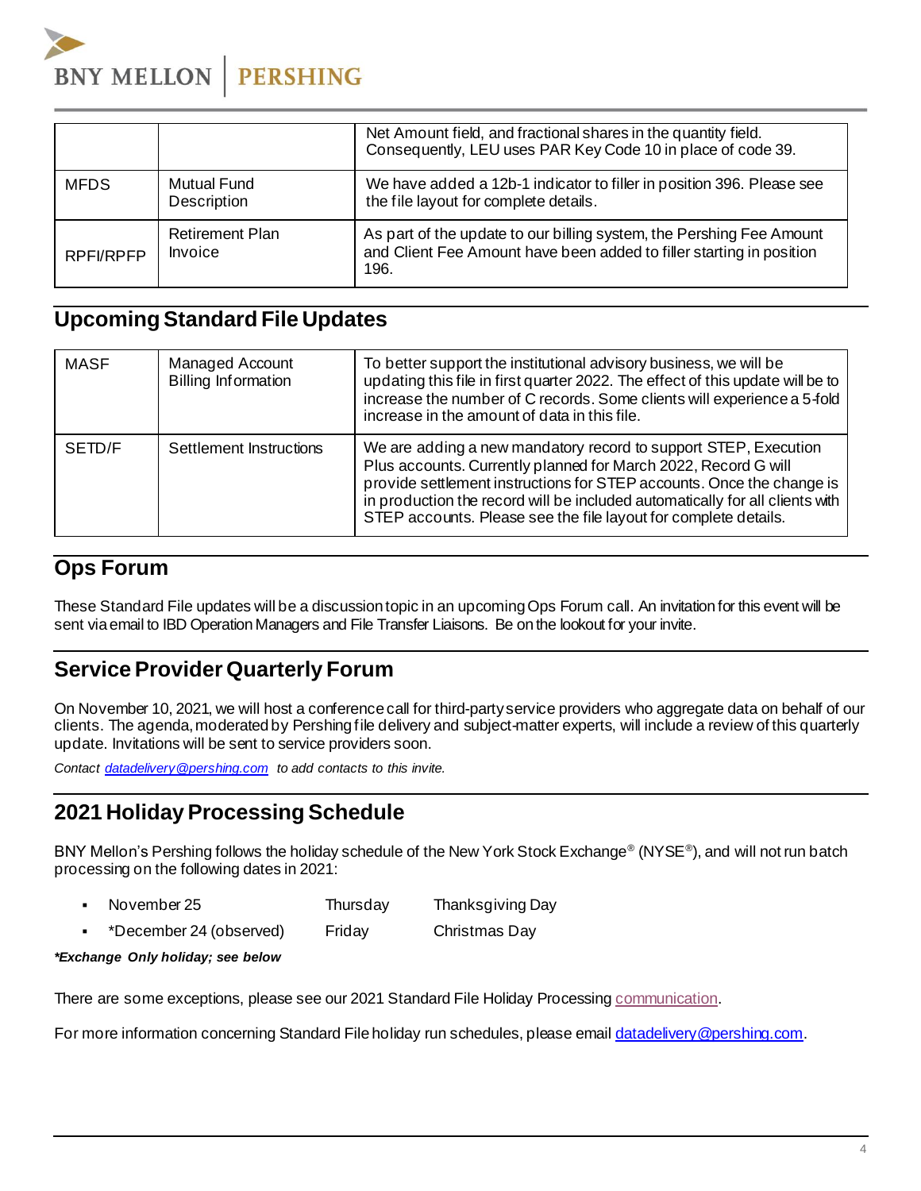|  |  |  |
|---|---|---|
|  |  | Net Amount field, and fractional shares in the quantity field. Consequently, LEU uses PAR Key Code 10 in place of code 39. |
| MFDS | Mutual Fund Description | We have added a 12b-1 indicator to filler in position 396. Please see the file layout for complete details. |
| RPFI/RPFP | Retirement Plan Invoice | As part of the update to our billing system, the Pershing Fee Amount and Client Fee Amount have been added to filler starting in position 196. |

## Upcoming Standard File Updates

|  |  |  |
|---|---|---|
| MASF | Managed Account Billing Information | To better support the institutional advisory business, we will be updating this file in first quarter 2022. The effect of this update will be to increase the number of C records. Some clients will experience a 5-fold increase in the amount of data in this file. |
| SETD/F | Settlement Instructions | We are adding a new mandatory record to support STEP, Execution Plus accounts. Currently planned for March 2022, Record G will provide settlement instructions for STEP accounts. Once the change is in production the record will be included automatically for all clients with STEP accounts. Please see the file layout for complete details. |

## Ops Forum

These Standard File updates will be a discussion topic in an upcoming Ops Forum call. An invitation for this event will be sent via email to IBD Operation Managers and File Transfer Liaisons. Be on the lookout for your invite.

## Service Provider Quarterly Forum

On November 10, 2021, we will host a conference call for third-party service providers who aggregate data on behalf of our clients. The agenda, moderated by Pershing file delivery and subject-matter experts, will include a review of this quarterly update. Invitations will be sent to service providers soon.

*Contact [datadelivery@pershing.com](mailto:datadelivery@pershing.com) to add contacts to this invite.*

## 2021 Holiday Processing Schedule

BNY Mellon's Pershing follows the holiday schedule of the New York Stock Exchange® (NYSE®), and will not run batch processing on the following dates in 2021:

- November 25 — Thursday — Thanksgiving Day
- *December 24 (observed) — Friday — Christmas Day

***Exchange Only holiday; see below***

There are some exceptions, please see our 2021 Standard File Holiday Processing communication.

For more information concerning Standard File holiday run schedules, please email [datadelivery@pershing.com](mailto:datadelivery@pershing.com).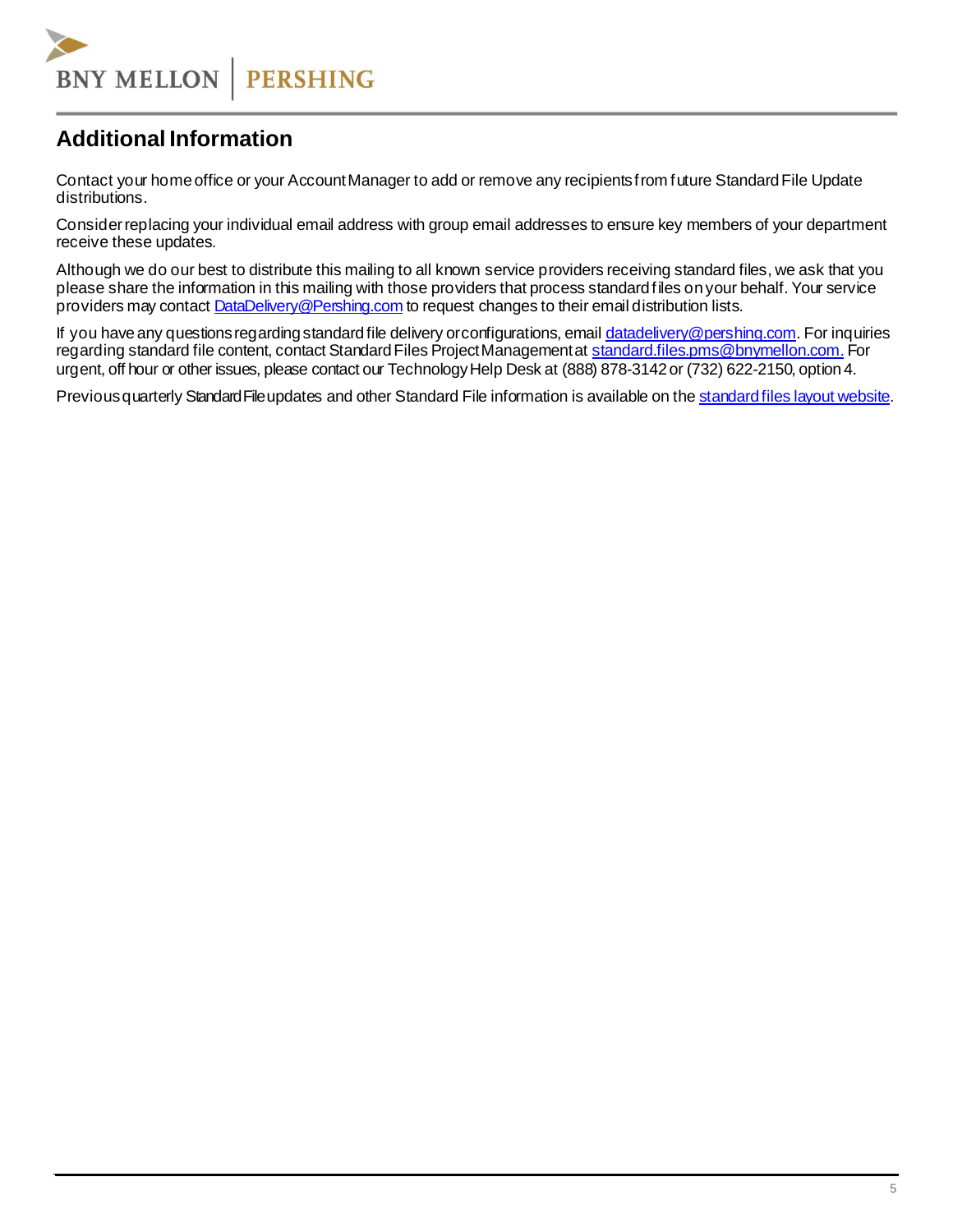# Additional Information

Contact your home office or your Account Manager to add or remove any recipients from future Standard File Update distributions.

Consider replacing your individual email address with group email addresses to ensure key members of your department receive these updates.

Although we do our best to distribute this mailing to all known service providers receiving standard files, we ask that you please share the information in this mailing with those providers that process standard files on your behalf. Your service providers may contact [DataDelivery@Pershing.com](mailto:DataDelivery@Pershing.com) to request changes to their email distribution lists.

If you have any questions regarding standard file delivery or configurations, email [datadelivery@pershing.com](mailto:datadelivery@pershing.com). For inquiries regarding standard file content, contact Standard Files Project Management at [standard.files.pms@bnymellon.com.](mailto:standard.files.pms@bnymellon.com) For urgent, off hour or other issues, please contact our Technology Help Desk at (888) 878-3142 or (732) 622-2150, option 4.

Previous quarterly Standard File updates and other Standard File information is available on the standard files layout website.